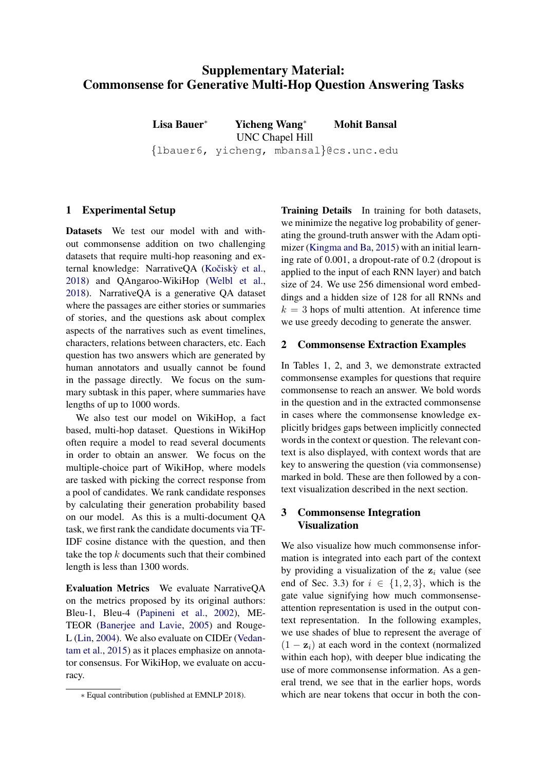# Supplementary Material: Commonsense for Generative Multi-Hop Question Answering Tasks

**Lisa Bauer*** **Yicheng Wang*** **Mohit Bansal**
UNC Chapel Hill
{lbauer6, yicheng, mbansal}@cs.unc.edu

## 1 Experimental Setup

**Datasets** We test our model with and without commonsense addition on two challenging datasets that require multi-hop reasoning and external knowledge: NarrativeQA (Kočiskỳ et al., 2018) and QAngaroo-WikiHop (Welbl et al., 2018). NarrativeQA is a generative QA dataset where the passages are either stories or summaries of stories, and the questions ask about complex aspects of the narratives such as event timelines, characters, relations between characters, etc. Each question has two answers which are generated by human annotators and usually cannot be found in the passage directly. We focus on the summary subtask in this paper, where summaries have lengths of up to 1000 words.

We also test our model on WikiHop, a fact based, multi-hop dataset. Questions in WikiHop often require a model to read several documents in order to obtain an answer. We focus on the multiple-choice part of WikiHop, where models are tasked with picking the correct response from a pool of candidates. We rank candidate responses by calculating their generation probability based on our model. As this is a multi-document QA task, we first rank the candidate documents via TF-IDF cosine distance with the question, and then take the top $k$ documents such that their combined length is less than 1300 words.

**Evaluation Metrics** We evaluate NarrativeQA on the metrics proposed by its original authors: Bleu-1, Bleu-4 (Papineni et al., 2002), METEOR (Banerjee and Lavie, 2005) and Rouge-L (Lin, 2004). We also evaluate on CIDEr (Vedantam et al., 2015) as it places emphasize on annotator consensus. For WikiHop, we evaluate on accuracy.

**Training Details** In training for both datasets, we minimize the negative log probability of generating the ground-truth answer with the Adam optimizer (Kingma and Ba, 2015) with an initial learning rate of 0.001, a dropout-rate of 0.2 (dropout is applied to the input of each RNN layer) and batch size of 24. We use 256 dimensional word embeddings and a hidden size of 128 for all RNNs and $k = 3$ hops of multi attention. At inference time we use greedy decoding to generate the answer.

## 2 Commonsense Extraction Examples

In Tables 1, 2, and 3, we demonstrate extracted commonsense examples for questions that require commonsense to reach an answer. We bold words in the question and in the extracted commonsense in cases where the commonsense knowledge explicitly bridges gaps between implicitly connected words in the context or question. The relevant context is also displayed, with context words that are key to answering the question (via commonsense) marked in bold. These are then followed by a context visualization described in the next section.

## 3 Commonsense Integration Visualization

We also visualize how much commonsense information is integrated into each part of the context by providing a visualization of the $\mathbf{z}_i$ value (see end of Sec. 3.3) for $i \in \{1, 2, 3\}$, which is the gate value signifying how much commonsense-attention representation is used in the output context representation. In the following examples, we use shades of blue to represent the average of $(1 - \mathbf{z}_i)$ at each word in the context (normalized within each hop), with deeper blue indicating the use of more commonsense information. As a general trend, we see that in the earlier hops, words which are near tokens that occur in both the con-

* Equal contribution (published at EMNLP 2018).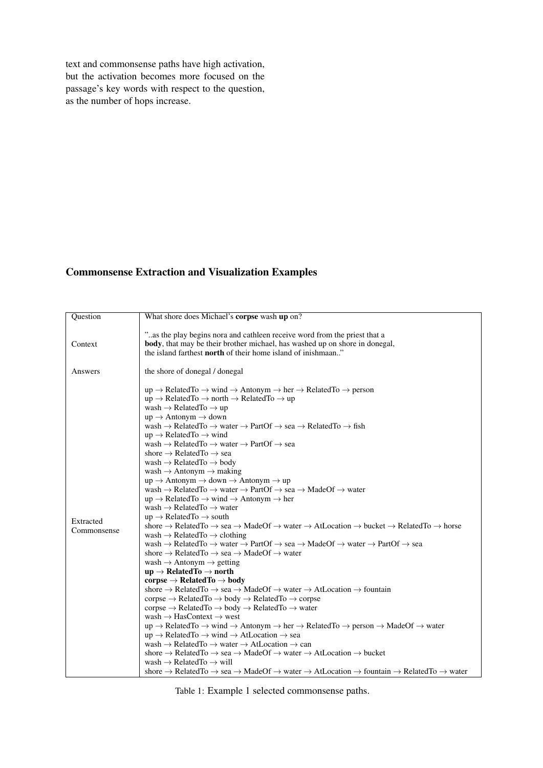text and commonsense paths have high activation, but the activation becomes more focused on the passage's key words with respect to the question, as the number of hops increase.

## Commonsense Extraction and Visualization Examples

| | |
|---|---|
| Question | What shore does Michael's **corpse** wash **up** on? |
| Context | "..as the play begins nora and cathleen receive word from the priest that a **body**, that may be their brother michael, has washed up on shore in donegal, the island farthest **north** of their home island of inishmaan.." |
| Answers | the shore of donegal / donegal |
| Extracted Commonsense | up → RelatedTo → wind → Antonym → her → RelatedTo → person<br>up → RelatedTo → north → RelatedTo → up<br>wash → RelatedTo → up<br>up → Antonym → down<br>wash → RelatedTo → water → PartOf → sea → RelatedTo → fish<br>up → RelatedTo → wind<br>wash → RelatedTo → water → PartOf → sea<br>shore → RelatedTo → sea<br>wash → RelatedTo → body<br>wash → Antonym → making<br>up → Antonym → down → Antonym → up<br>wash → RelatedTo → water → PartOf → sea → MadeOf → water<br>up → RelatedTo → wind → Antonym → her<br>wash → RelatedTo → water<br>up → RelatedTo → south<br>shore → RelatedTo → sea → MadeOf → water → AtLocation → bucket → RelatedTo → horse<br>wash → RelatedTo → clothing<br>wash → RelatedTo → water → PartOf → sea → MadeOf → water → PartOf → sea<br>shore → RelatedTo → sea → MadeOf → water<br>wash → Antonym → getting<br>**up → RelatedTo → north**<br>**corpse → RelatedTo → body**<br>shore → RelatedTo → sea → MadeOf → water → AtLocation → fountain<br>corpse → RelatedTo → body → RelatedTo → corpse<br>corpse → RelatedTo → body → RelatedTo → water<br>wash → HasContext → west<br>up → RelatedTo → wind → Antonym → her → RelatedTo → person → MadeOf → water<br>up → RelatedTo → wind → AtLocation → sea<br>wash → RelatedTo → water → AtLocation → can<br>shore → RelatedTo → sea → MadeOf → water → AtLocation → bucket<br>wash → RelatedTo → will<br>shore → RelatedTo → sea → MadeOf → water → AtLocation → fountain → RelatedTo → water |

Table 1: Example 1 selected commonsense paths.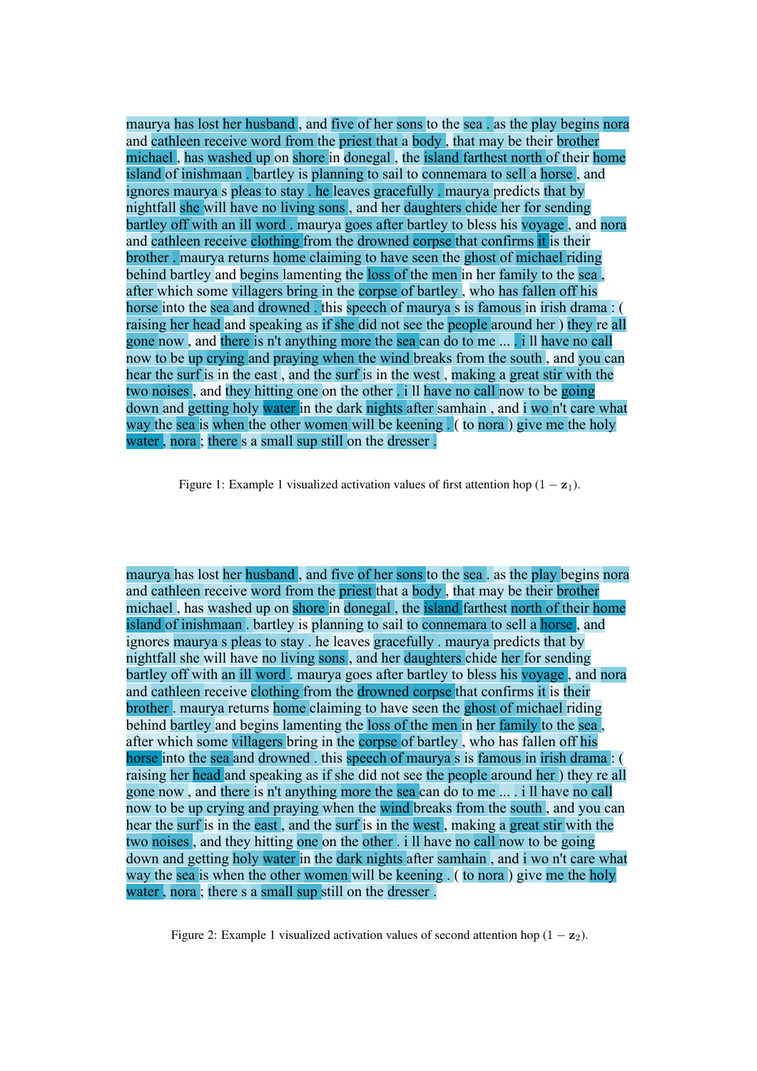maurya has lost her husband , and five of her sons to the sea . as the play begins nora and cathleen receive word from the priest that a body , that may be their brother michael , has washed up on shore in donegal , the island farthest north of their home island of inishmaan . bartley is planning to sail to connemara to sell a horse , and ignores maurya s pleas to stay . he leaves gracefully . maurya predicts that by nightfall she will have no living sons , and her daughters chide her for sending bartley off with an ill word . maurya goes after bartley to bless his voyage , and nora and cathleen receive clothing from the drowned corpse that confirms it is their brother . maurya returns home claiming to have seen the ghost of michael riding behind bartley and begins lamenting the loss of the men in her family to the sea , after which some villagers bring in the corpse of bartley , who has fallen off his horse into the sea and drowned . this speech of maurya s is famous in irish drama : ( raising her head and speaking as if she did not see the people around her ) they re all gone now , and there is n't anything more the sea can do to me ... . i ll have no call now to be up crying and praying when the wind breaks from the south , and you can hear the surf is in the east , and the surf is in the west , making a great stir with the two noises , and they hitting one on the other . i ll have no call now to be going down and getting holy water in the dark nights after samhain , and i wo n't care what way the sea is when the other women will be keening . ( to nora ) give me the holy water , nora ; there s a small sup still on the dresser .

Figure 1: Example 1 visualized activation values of first attention hop ($1 - \mathbf{z}_1$).

maurya has lost her husband , and five of her sons to the sea . as the play begins nora and cathleen receive word from the priest that a body , that may be their brother michael , has washed up on shore in donegal , the island farthest north of their home island of inishmaan . bartley is planning to sail to connemara to sell a horse , and ignores maurya s pleas to stay . he leaves gracefully . maurya predicts that by nightfall she will have no living sons , and her daughters chide her for sending bartley off with an ill word . maurya goes after bartley to bless his voyage , and nora and cathleen receive clothing from the drowned corpse that confirms it is their brother . maurya returns home claiming to have seen the ghost of michael riding behind bartley and begins lamenting the loss of the men in her family to the sea , after which some villagers bring in the corpse of bartley , who has fallen off his horse into the sea and drowned . this speech of maurya s is famous in irish drama : ( raising her head and speaking as if she did not see the people around her ) they re all gone now , and there is n't anything more the sea can do to me ... . i ll have no call now to be up crying and praying when the wind breaks from the south , and you can hear the surf is in the east , and the surf is in the west , making a great stir with the two noises , and they hitting one on the other . i ll have no call now to be going down and getting holy water in the dark nights after samhain , and i wo n't care what way the sea is when the other women will be keening . ( to nora ) give me the holy water , nora ; there s a small sup still on the dresser .

Figure 2: Example 1 visualized activation values of second attention hop ($1 - \mathbf{z}_2$).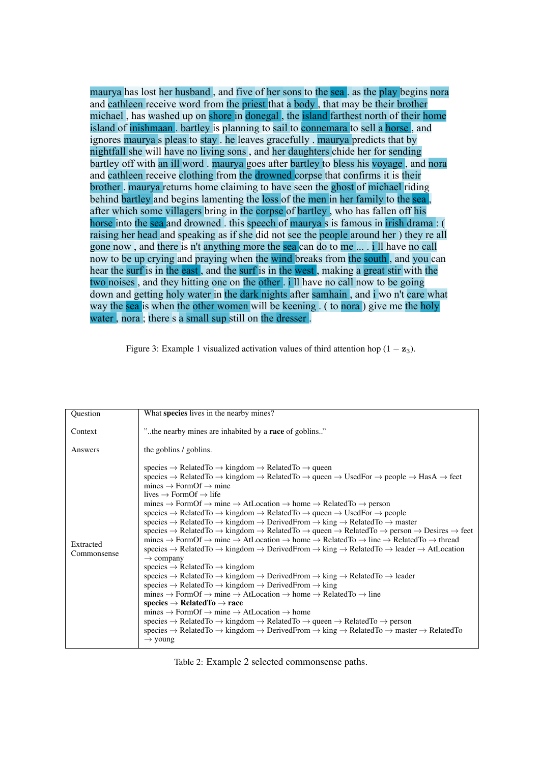maurya has lost her husband , and five of her sons to the sea . as the play begins nora and cathleen receive word from the priest that a body , that may be their brother michael , has washed up on shore in donegal , the island farthest north of their home island of inishmaan . bartley is planning to sail to connemara to sell a horse , and ignores maurya s pleas to stay . he leaves gracefully . maurya predicts that by nightfall she will have no living sons , and her daughters chide her for sending bartley off with an ill word . maurya goes after bartley to bless his voyage , and nora and cathleen receive clothing from the drowned corpse that confirms it is their brother . maurya returns home claiming to have seen the ghost of michael riding behind bartley and begins lamenting the loss of the men in her family to the sea , after which some villagers bring in the corpse of bartley , who has fallen off his horse into the sea and drowned . this speech of maurya s is famous in irish drama : ( raising her head and speaking as if she did not see the people around her ) they re all gone now , and there is n't anything more the sea can do to me ... . i ll have no call now to be up crying and praying when the wind breaks from the south , and you can hear the surf is in the east , and the surf is in the west , making a great stir with the two noises , and they hitting one on the other . i ll have no call now to be going down and getting holy water in the dark nights after samhain , and i wo n't care what way the sea is when the other women will be keening . ( to nora ) give me the holy water , nora ; there s a small sup still on the dresser .

Figure 3: Example 1 visualized activation values of third attention hop $(1 - \mathbf{z}_3)$.

| | |
|---|---|
| Question | What **species** lives in the nearby mines? |
| Context | "..the nearby mines are inhabited by a **race** of goblins.." |
| Answers | the goblins / goblins. |
| Extracted Commonsense | species → RelatedTo → kingdom → RelatedTo → queen<br>species → RelatedTo → kingdom → RelatedTo → queen → UsedFor → people → HasA → feet<br>mines → FormOf → mine<br>lives → FormOf → life<br>mines → FormOf → mine → AtLocation → home → RelatedTo → person<br>species → RelatedTo → kingdom → RelatedTo → queen → UsedFor → people<br>species → RelatedTo → kingdom → DerivedFrom → king → RelatedTo → master<br>species → RelatedTo → kingdom → RelatedTo → queen → RelatedTo → person → Desires → feet<br>mines → FormOf → mine → AtLocation → home → RelatedTo → line → RelatedTo → thread<br>species → RelatedTo → kingdom → DerivedFrom → king → RelatedTo → leader → AtLocation → company<br>species → RelatedTo → kingdom<br>species → RelatedTo → kingdom → DerivedFrom → king → RelatedTo → leader<br>species → RelatedTo → kingdom → DerivedFrom → king<br>mines → FormOf → mine → AtLocation → home → RelatedTo → line<br>**species → RelatedTo → race**<br>mines → FormOf → mine → AtLocation → home<br>species → RelatedTo → kingdom → RelatedTo → queen → RelatedTo → person<br>species → RelatedTo → kingdom → DerivedFrom → king → RelatedTo → master → RelatedTo → young |

Table 2: Example 2 selected commonsense paths.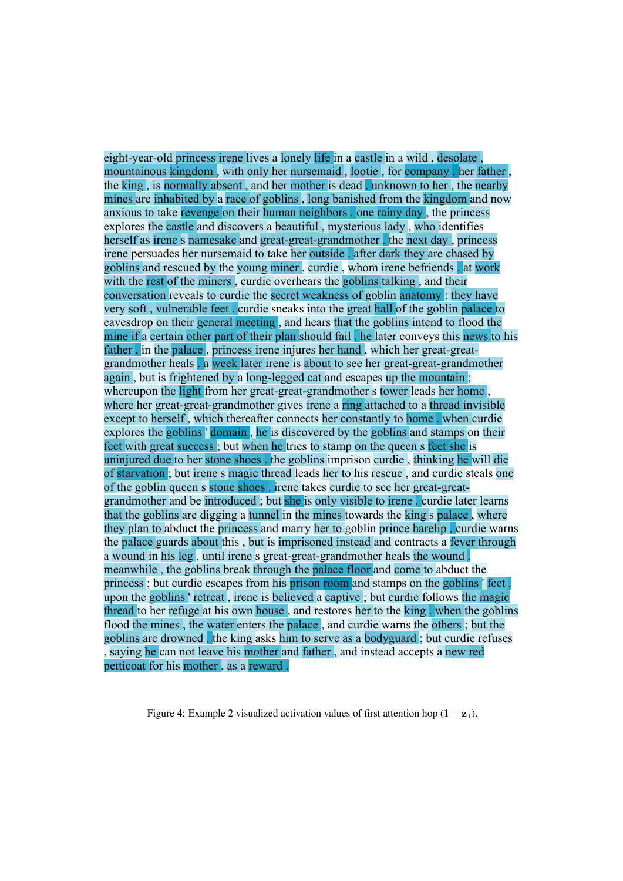eight-year-old princess irene lives a lonely life in a castle in a wild , desolate , mountainous kingdom , with only her nursemaid , lootie , for company . her father , the king , is normally absent , and her mother is dead . unknown to her , the nearby mines are inhabited by a race of goblins , long banished from the kingdom and now anxious to take revenge on their human neighbors . one rainy day , the princess explores the castle and discovers a beautiful , mysterious lady , who identifies herself as irene s namesake and great-great-grandmother . the next day , princess irene persuades her nursemaid to take her outside . after dark they are chased by goblins and rescued by the young miner , curdie , whom irene befriends . at work with the rest of the miners , curdie overhears the goblins talking , and their conversation reveals to curdie the secret weakness of goblin anatomy : they have very soft , vulnerable feet . curdie sneaks into the great hall of the goblin palace to eavesdrop on their general meeting , and hears that the goblins intend to flood the mine if a certain other part of their plan should fail . he later conveys this news to his father . in the palace , princess irene injures her hand , which her great-great-grandmother heals . a week later irene is about to see her great-great-grandmother again , but is frightened by a long-legged cat and escapes up the mountain ; whereupon the light from her great-great-grandmother s tower leads her home , where her great-great-grandmother gives irene a ring attached to a thread invisible except to herself , which thereafter connects her constantly to home . when curdie explores the goblins ' domain , he is discovered by the goblins and stamps on their feet with great success ; but when he tries to stamp on the queen s feet she is uninjured due to her stone shoes . the goblins imprison curdie , thinking he will die of starvation ; but irene s magic thread leads her to his rescue , and curdie steals one of the goblin queen s stone shoes . irene takes curdie to see her great-great-grandmother and be introduced ; but she is only visible to irene . curdie later learns that the goblins are digging a tunnel in the mines towards the king s palace , where they plan to abduct the princess and marry her to goblin prince harelip . curdie warns the palace guards about this , but is imprisoned instead and contracts a fever through a wound in his leg , until irene s great-great-grandmother heals the wound . meanwhile , the goblins break through the palace floor and come to abduct the princess ; but curdie escapes from his prison room and stamps on the goblins ' feet . upon the goblins ' retreat , irene is believed a captive ; but curdie follows the magic thread to her refuge at his own house , and restores her to the king . when the goblins flood the mines , the water enters the palace , and curdie warns the others ; but the goblins are drowned . the king asks him to serve as a bodyguard ; but curdie refuses , saying he can not leave his mother and father , and instead accepts a new red petticoat for his mother , as a reward .

Figure 4: Example 2 visualized activation values of first attention hop ($1 - \mathbf{z}_1$).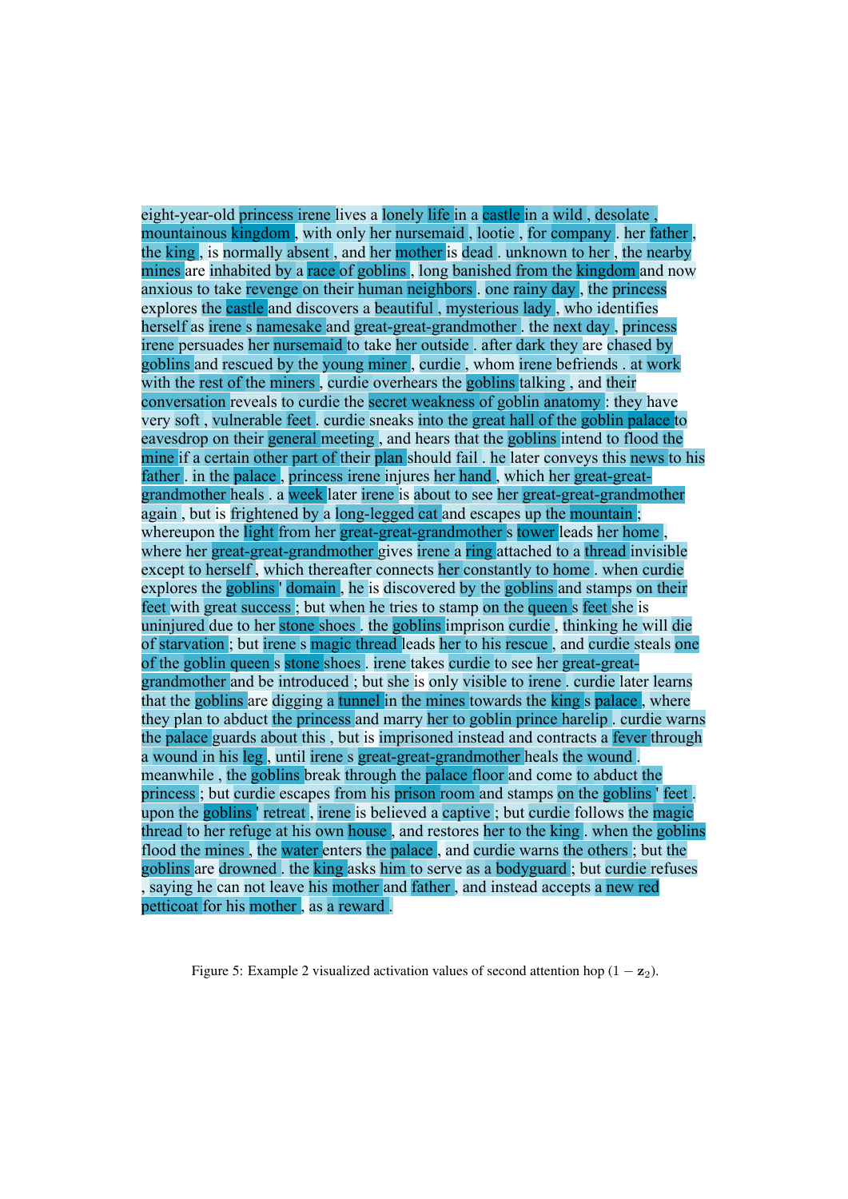eight-year-old princess irene lives a lonely life in a castle in a wild , desolate , mountainous kingdom , with only her nursemaid , lootie , for company . her father , the king , is normally absent , and her mother is dead . unknown to her , the nearby mines are inhabited by a race of goblins , long banished from the kingdom and now anxious to take revenge on their human neighbors . one rainy day , the princess explores the castle and discovers a beautiful , mysterious lady , who identifies herself as irene s namesake and great-great-grandmother . the next day , princess irene persuades her nursemaid to take her outside . after dark they are chased by goblins and rescued by the young miner , curdie , whom irene befriends . at work with the rest of the miners , curdie overhears the goblins talking , and their conversation reveals to curdie the secret weakness of goblin anatomy : they have very soft , vulnerable feet . curdie sneaks into the great hall of the goblin palace to eavesdrop on their general meeting , and hears that the goblins intend to flood the mine if a certain other part of their plan should fail . he later conveys this news to his father . in the palace , princess irene injures her hand , which her great-great-grandmother heals . a week later irene is about to see her great-great-grandmother again , but is frightened by a long-legged cat and escapes up the mountain ; whereupon the light from her great-great-grandmother s tower leads her home , where her great-great-grandmother gives irene a ring attached to a thread invisible except to herself , which thereafter connects her constantly to home . when curdie explores the goblins ' domain , he is discovered by the goblins and stamps on their feet with great success ; but when he tries to stamp on the queen s feet she is uninjured due to her stone shoes . the goblins imprison curdie , thinking he will die of starvation ; but irene s magic thread leads her to his rescue , and curdie steals one of the goblin queen s stone shoes . irene takes curdie to see her great-great-grandmother and be introduced ; but she is only visible to irene . curdie later learns that the goblins are digging a tunnel in the mines towards the king s palace , where they plan to abduct the princess and marry her to goblin prince harelip . curdie warns the palace guards about this , but is imprisoned instead and contracts a fever through a wound in his leg , until irene s great-great-grandmother heals the wound . meanwhile , the goblins break through the palace floor and come to abduct the princess ; but curdie escapes from his prison room and stamps on the goblins ' feet . upon the goblins ' retreat , irene is believed a captive ; but curdie follows the magic thread to her refuge at his own house , and restores her to the king . when the goblins flood the mines , the water enters the palace , and curdie warns the others ; but the goblins are drowned . the king asks him to serve as a bodyguard ; but curdie refuses , saying he can not leave his mother and father , and instead accepts a new red petticoat for his mother , as a reward .

Figure 5: Example 2 visualized activation values of second attention hop ($1 - \mathbf{z}_2$).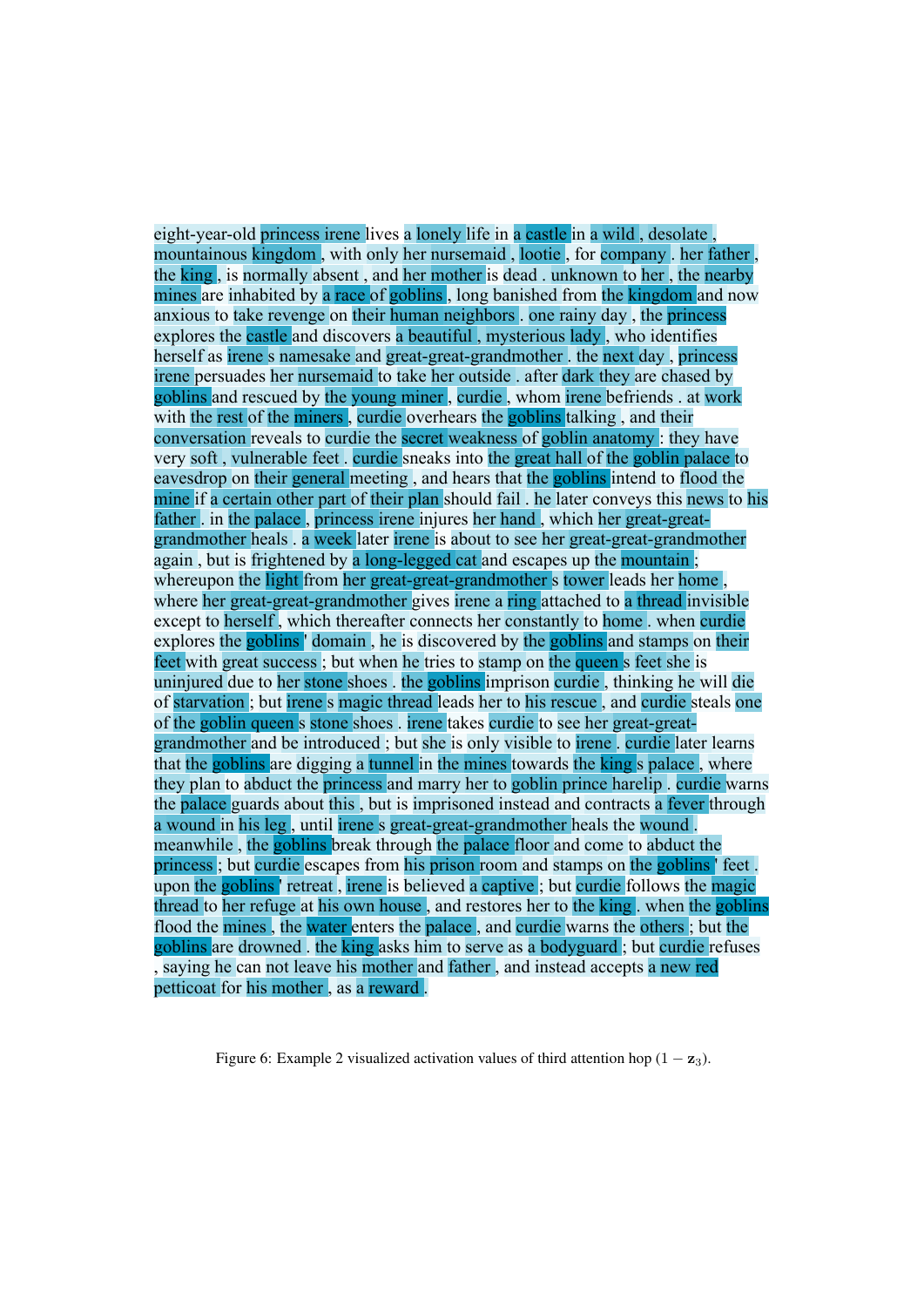eight-year-old princess irene lives a lonely life in a castle in a wild , desolate , mountainous kingdom , with only her nursemaid , lootie , for company . her father , the king , is normally absent , and her mother is dead . unknown to her , the nearby mines are inhabited by a race of goblins , long banished from the kingdom and now anxious to take revenge on their human neighbors . one rainy day , the princess explores the castle and discovers a beautiful , mysterious lady , who identifies herself as irene s namesake and great-great-grandmother . the next day , princess irene persuades her nursemaid to take her outside . after dark they are chased by goblins and rescued by the young miner , curdie , whom irene befriends . at work with the rest of the miners , curdie overhears the goblins talking , and their conversation reveals to curdie the secret weakness of goblin anatomy : they have very soft , vulnerable feet . curdie sneaks into the great hall of the goblin palace to eavesdrop on their general meeting , and hears that the goblins intend to flood the mine if a certain other part of their plan should fail . he later conveys this news to his father . in the palace , princess irene injures her hand , which her great-great-grandmother heals . a week later irene is about to see her great-great-grandmother again , but is frightened by a long-legged cat and escapes up the mountain ; whereupon the light from her great-great-grandmother s tower leads her home , where her great-great-grandmother gives irene a ring attached to a thread invisible except to herself , which thereafter connects her constantly to home . when curdie explores the goblins ' domain , he is discovered by the goblins and stamps on their feet with great success ; but when he tries to stamp on the queen s feet she is uninjured due to her stone shoes . the goblins imprison curdie , thinking he will die of starvation ; but irene s magic thread leads her to his rescue , and curdie steals one of the goblin queen s stone shoes . irene takes curdie to see her great-great-grandmother and be introduced ; but she is only visible to irene . curdie later learns that the goblins are digging a tunnel in the mines towards the king s palace , where they plan to abduct the princess and marry her to goblin prince harelip . curdie warns the palace guards about this , but is imprisoned instead and contracts a fever through a wound in his leg , until irene s great-great-grandmother heals the wound . meanwhile , the goblins break through the palace floor and come to abduct the princess ; but curdie escapes from his prison room and stamps on the goblins ' feet . upon the goblins ' retreat , irene is believed a captive ; but curdie follows the magic thread to her refuge at his own house , and restores her to the king . when the goblins flood the mines , the water enters the palace , and curdie warns the others ; but the goblins are drowned . the king asks him to serve as a bodyguard ; but curdie refuses , saying he can not leave his mother and father , and instead accepts a new red petticoat for his mother , as a reward .

Figure 6: Example 2 visualized activation values of third attention hop ($1 - \mathbf{z}_3$).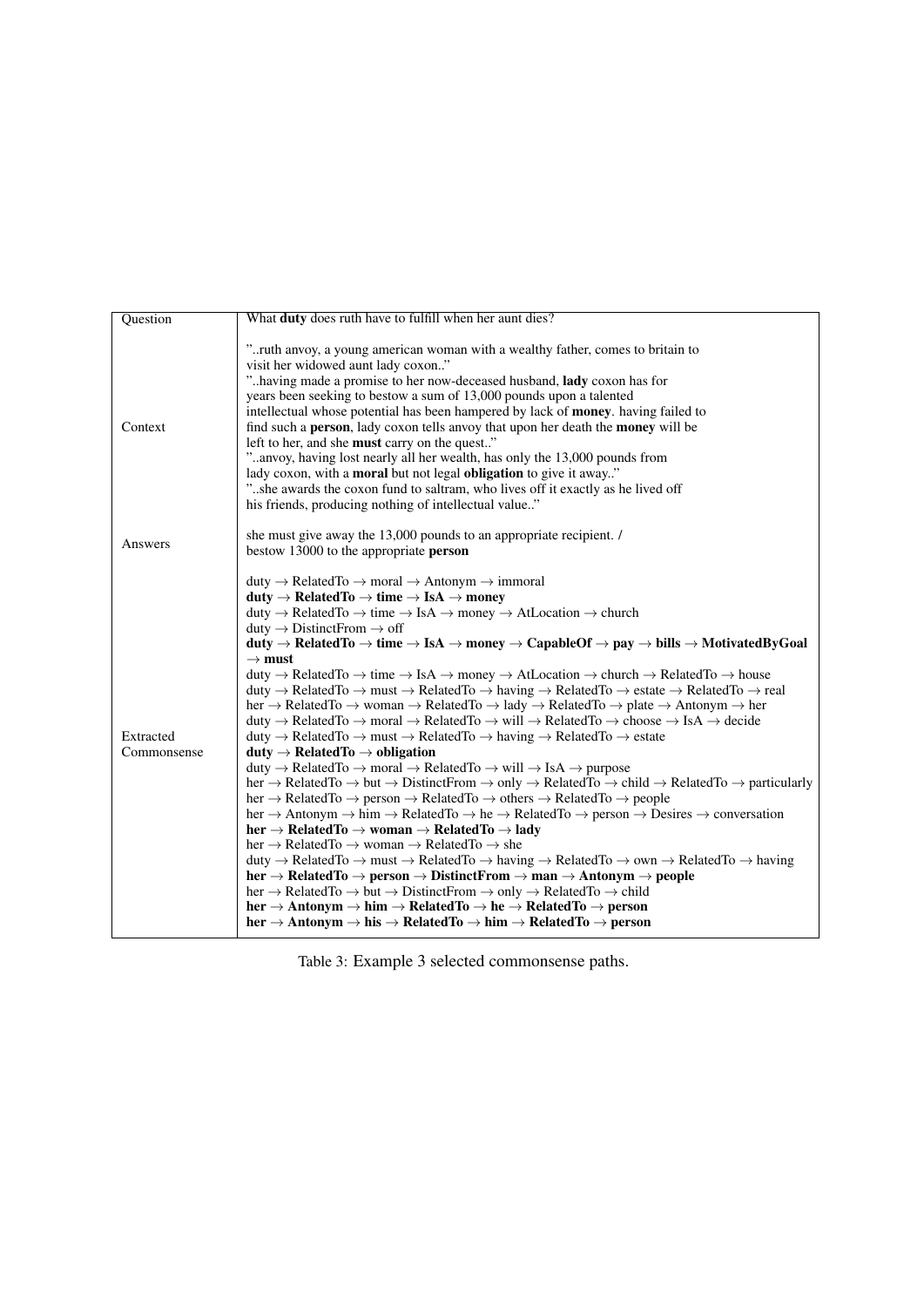| | |
|---|---|
| Question | What **duty** does ruth have to fulfill when her aunt dies? |
| Context | "..ruth anvoy, a young american woman with a wealthy father, comes to britain to visit her widowed aunt lady coxon.." <br> "..having made a promise to her now-deceased husband, **lady** coxon has for years been seeking to bestow a sum of 13,000 pounds upon a talented intellectual whose potential has been hampered by lack of **money**. having failed to find such a **person**, lady coxon tells anvoy that upon her death the **money** will be left to her, and she **must** carry on the quest.." <br> "..anvoy, having lost nearly all her wealth, has only the 13,000 pounds from lady coxon, with a **moral** but not legal **obligation** to give it away.." <br> "..she awards the coxon fund to saltram, who lives off it exactly as he lived off his friends, producing nothing of intellectual value.." |
| Answers | she must give away the 13,000 pounds to an appropriate recipient. / <br> bestow 13000 to the appropriate **person** |
| Extracted Commonsense | duty → RelatedTo → moral → Antonym → immoral <br> **duty → RelatedTo → time → IsA → money** <br> duty → RelatedTo → time → IsA → money → AtLocation → church <br> duty → DistinctFrom → off <br> **duty → RelatedTo → time → IsA → money → CapableOf → pay → bills → MotivatedByGoal → must** <br> duty → RelatedTo → time → IsA → money → AtLocation → church → RelatedTo → house <br> duty → RelatedTo → must → RelatedTo → having → RelatedTo → estate → RelatedTo → real <br> her → RelatedTo → woman → RelatedTo → lady → RelatedTo → plate → Antonym → her <br> duty → RelatedTo → moral → RelatedTo → will → RelatedTo → choose → IsA → decide <br> duty → RelatedTo → must → RelatedTo → having → RelatedTo → estate <br> **duty → RelatedTo → obligation** <br> duty → RelatedTo → moral → RelatedTo → will → IsA → purpose <br> her → RelatedTo → but → DistinctFrom → only → RelatedTo → child → RelatedTo → particularly <br> her → RelatedTo → person → RelatedTo → others → RelatedTo → people <br> her → Antonym → him → RelatedTo → he → RelatedTo → person → Desires → conversation <br> **her → RelatedTo → woman → RelatedTo → lady** <br> her → RelatedTo → woman → RelatedTo → she <br> duty → RelatedTo → must → RelatedTo → having → RelatedTo → own → RelatedTo → having <br> **her → RelatedTo → person → DistinctFrom → man → Antonym → people** <br> her → RelatedTo → but → DistinctFrom → only → RelatedTo → child <br> **her → Antonym → him → RelatedTo → he → RelatedTo → person** <br> **her → Antonym → his → RelatedTo → him → RelatedTo → person** |

Table 3: Example 3 selected commonsense paths.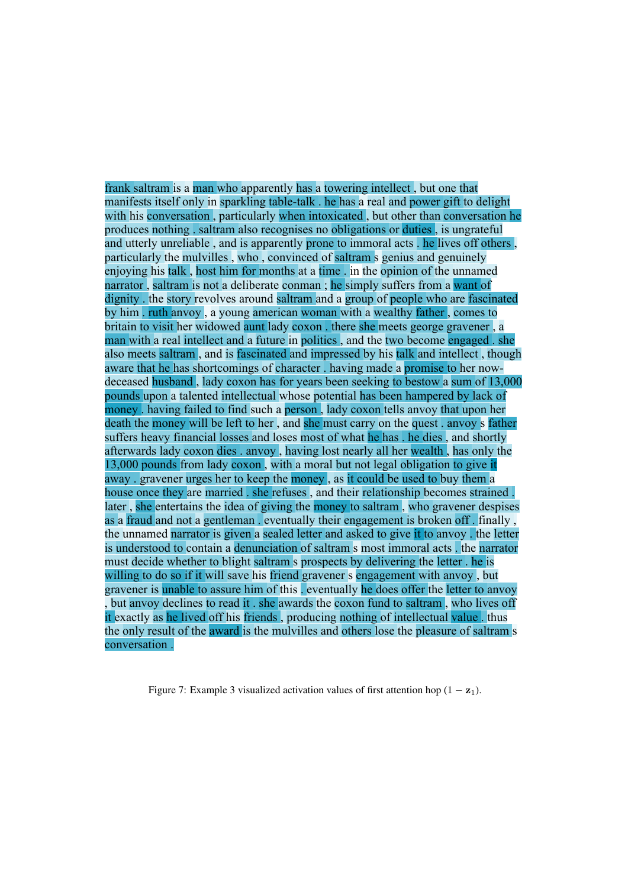frank saltram is a man who apparently has a towering intellect , but one that manifests itself only in sparkling table-talk . he has a real and power gift to delight with his conversation , particularly when intoxicated , but other than conversation he produces nothing . saltram also recognises no obligations or duties , is ungrateful and utterly unreliable , and is apparently prone to immoral acts . he lives off others , particularly the mulvilles , who , convinced of saltram s genius and genuinely enjoying his talk , host him for months at a time . in the opinion of the unnamed narrator , saltram is not a deliberate conman ; he simply suffers from a want of dignity . the story revolves around saltram and a group of people who are fascinated by him . ruth anvoy , a young american woman with a wealthy father , comes to britain to visit her widowed aunt lady coxon . there she meets george gravener , a man with a real intellect and a future in politics , and the two become engaged . she also meets saltram , and is fascinated and impressed by his talk and intellect , though aware that he has shortcomings of character . having made a promise to her now-deceased husband , lady coxon has for years been seeking to bestow a sum of 13,000 pounds upon a talented intellectual whose potential has been hampered by lack of money . having failed to find such a person , lady coxon tells anvoy that upon her death the money will be left to her , and she must carry on the quest . anvoy s father suffers heavy financial losses and loses most of what he has . he dies , and shortly afterwards lady coxon dies . anvoy , having lost nearly all her wealth , has only the 13,000 pounds from lady coxon , with a moral but not legal obligation to give it away . gravener urges her to keep the money , as it could be used to buy them a house once they are married . she refuses , and their relationship becomes strained . later , she entertains the idea of giving the money to saltram , who gravener despises as a fraud and not a gentleman . eventually their engagement is broken off . finally , the unnamed narrator is given a sealed letter and asked to give it to anvoy . the letter is understood to contain a denunciation of saltram s most immoral acts . the narrator must decide whether to blight saltram s prospects by delivering the letter . he is willing to do so if it will save his friend gravener s engagement with anvoy , but gravener is unable to assure him of this . eventually he does offer the letter to anvoy , but anvoy declines to read it . she awards the coxon fund to saltram , who lives off it exactly as he lived off his friends , producing nothing of intellectual value . thus the only result of the award is the mulvilles and others lose the pleasure of saltram s conversation .

Figure 7: Example 3 visualized activation values of first attention hop $(1 - \mathbf{z}_1)$.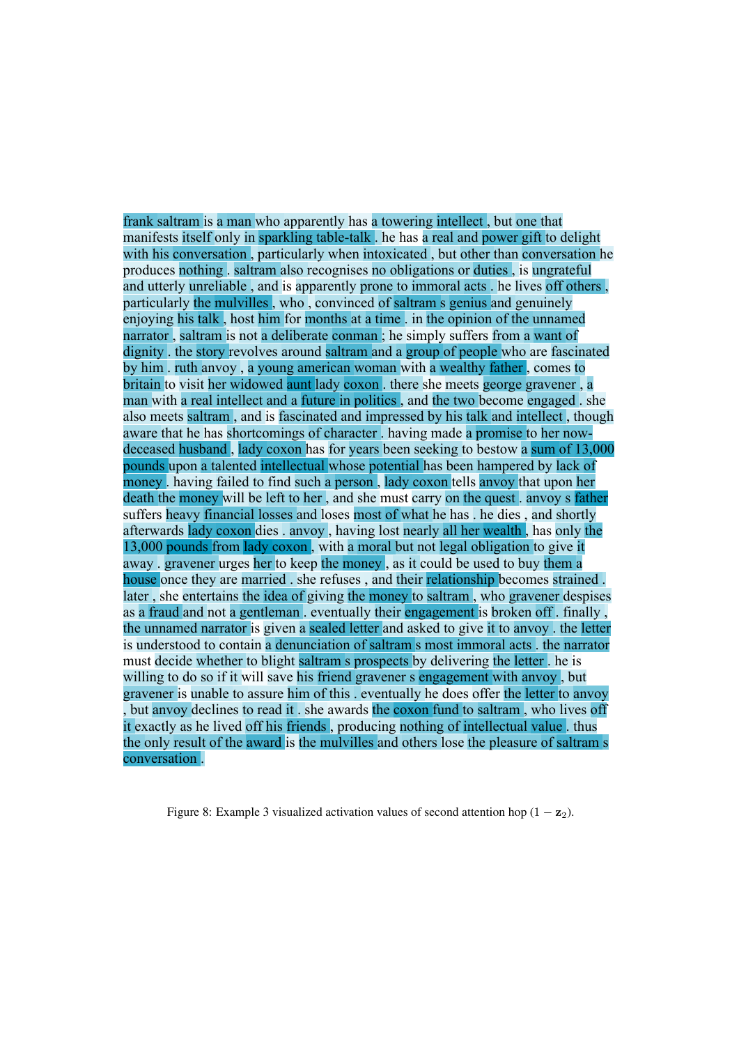frank saltram is a man who apparently has a towering intellect , but one that manifests itself only in sparkling table-talk . he has a real and power gift to delight with his conversation , particularly when intoxicated , but other than conversation he produces nothing . saltram also recognises no obligations or duties , is ungrateful and utterly unreliable , and is apparently prone to immoral acts . he lives off others , particularly the mulvilles , who , convinced of saltram s genius and genuinely enjoying his talk , host him for months at a time . in the opinion of the unnamed narrator , saltram is not a deliberate conman ; he simply suffers from a want of dignity . the story revolves around saltram and a group of people who are fascinated by him . ruth anvoy , a young american woman with a wealthy father , comes to britain to visit her widowed aunt lady coxon . there she meets george gravener , a man with a real intellect and a future in politics , and the two become engaged . she also meets saltram , and is fascinated and impressed by his talk and intellect , though aware that he has shortcomings of character . having made a promise to her now-deceased husband , lady coxon has for years been seeking to bestow a sum of 13,000 pounds upon a talented intellectual whose potential has been hampered by lack of money . having failed to find such a person , lady coxon tells anvoy that upon her death the money will be left to her , and she must carry on the quest . anvoy s father suffers heavy financial losses and loses most of what he has . he dies , and shortly afterwards lady coxon dies . anvoy , having lost nearly all her wealth , has only the 13,000 pounds from lady coxon , with a moral but not legal obligation to give it away . gravener urges her to keep the money , as it could be used to buy them a house once they are married . she refuses , and their relationship becomes strained . later , she entertains the idea of giving the money to saltram , who gravener despises as a fraud and not a gentleman . eventually their engagement is broken off . finally , the unnamed narrator is given a sealed letter and asked to give it to anvoy . the letter is understood to contain a denunciation of saltram s most immoral acts . the narrator must decide whether to blight saltram s prospects by delivering the letter . he is willing to do so if it will save his friend gravener s engagement with anvoy , but gravener is unable to assure him of this . eventually he does offer the letter to anvoy , but anvoy declines to read it . she awards the coxon fund to saltram , who lives off it exactly as he lived off his friends , producing nothing of intellectual value . thus the only result of the award is the mulvilles and others lose the pleasure of saltram s conversation .

Figure 8: Example 3 visualized activation values of second attention hop $(1 - \mathbf{z}_2)$.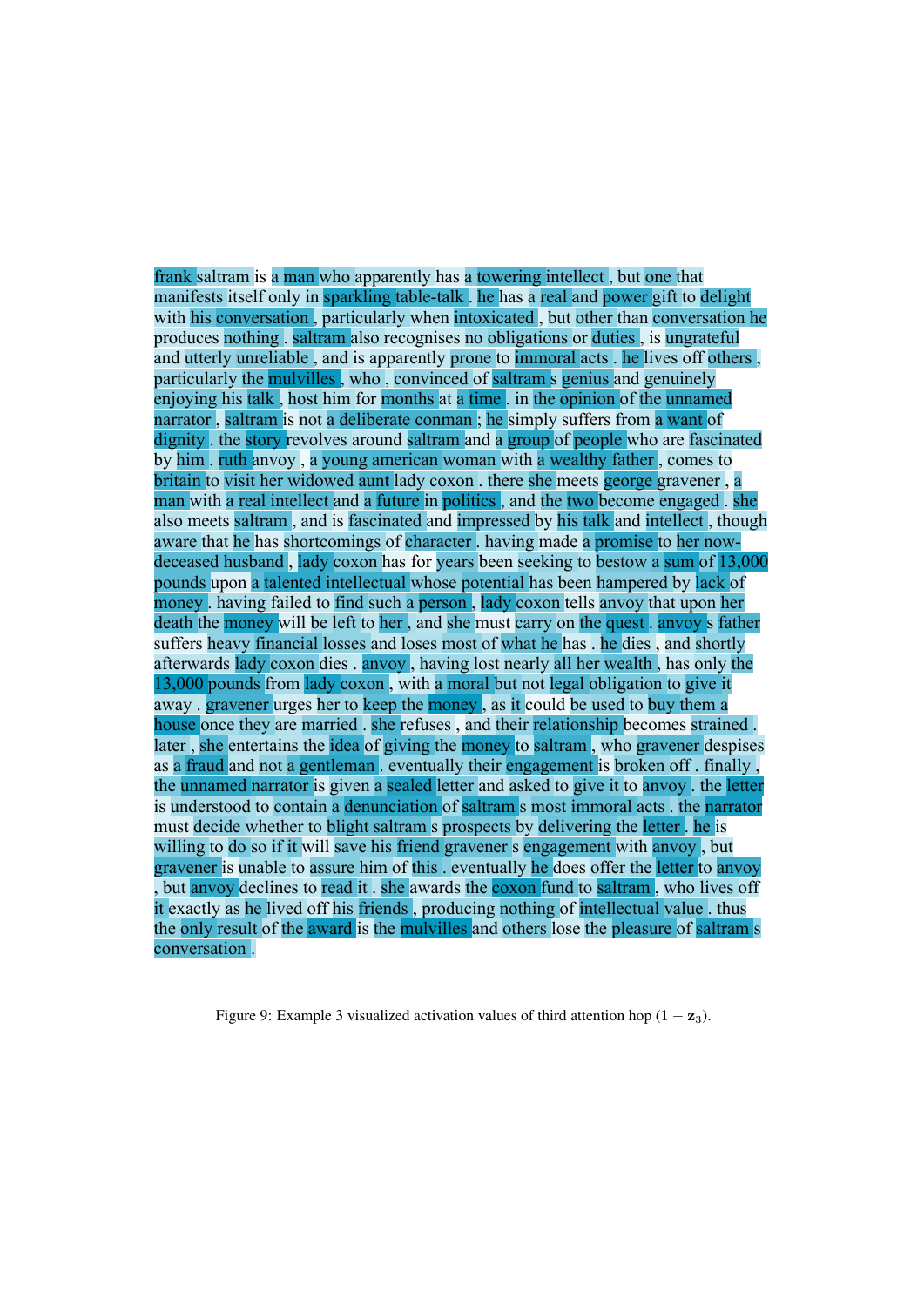frank saltram is a man who apparently has a towering intellect , but one that manifests itself only in sparkling table-talk . he has a real and power gift to delight with his conversation , particularly when intoxicated , but other than conversation he produces nothing . saltram also recognises no obligations or duties , is ungrateful and utterly unreliable , and is apparently prone to immoral acts . he lives off others , particularly the mulvilles , who , convinced of saltram s genius and genuinely enjoying his talk , host him for months at a time . in the opinion of the unnamed narrator , saltram is not a deliberate conman ; he simply suffers from a want of dignity . the story revolves around saltram and a group of people who are fascinated by him . ruth anvoy , a young american woman with a wealthy father , comes to britain to visit her widowed aunt lady coxon . there she meets george gravener , a man with a real intellect and a future in politics , and the two become engaged . she also meets saltram , and is fascinated and impressed by his talk and intellect , though aware that he has shortcomings of character . having made a promise to her now-deceased husband , lady coxon has for years been seeking to bestow a sum of 13,000 pounds upon a talented intellectual whose potential has been hampered by lack of money . having failed to find such a person , lady coxon tells anvoy that upon her death the money will be left to her , and she must carry on the quest . anvoy s father suffers heavy financial losses and loses most of what he has . he dies , and shortly afterwards lady coxon dies . anvoy , having lost nearly all her wealth , has only the 13,000 pounds from lady coxon , with a moral but not legal obligation to give it away . gravener urges her to keep the money , as it could be used to buy them a house once they are married . she refuses , and their relationship becomes strained . later , she entertains the idea of giving the money to saltram , who gravener despises as a fraud and not a gentleman . eventually their engagement is broken off . finally , the unnamed narrator is given a sealed letter and asked to give it to anvoy . the letter is understood to contain a denunciation of saltram s most immoral acts . the narrator must decide whether to blight saltram s prospects by delivering the letter . he is willing to do so if it will save his friend gravener s engagement with anvoy , but gravener is unable to assure him of this . eventually he does offer the letter to anvoy , but anvoy declines to read it . she awards the coxon fund to saltram , who lives off it exactly as he lived off his friends , producing nothing of intellectual value . thus the only result of the award is the mulvilles and others lose the pleasure of saltram s conversation .

Figure 9: Example 3 visualized activation values of third attention hop $(1 - \mathbf{z}_3)$.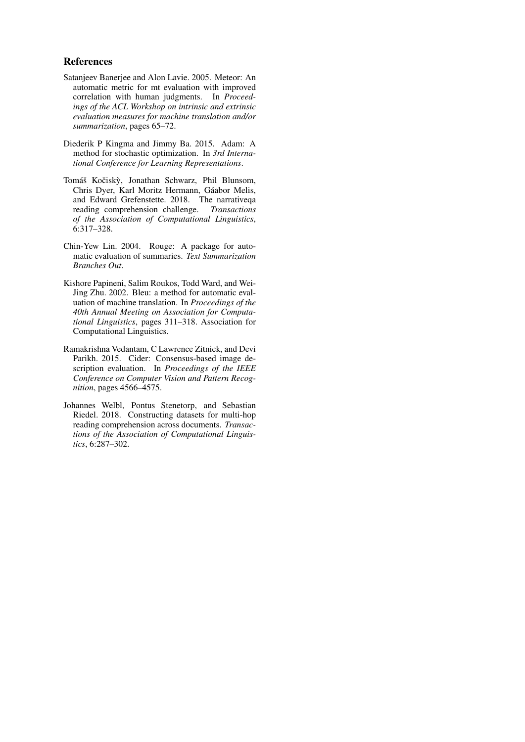## References

Satanjeev Banerjee and Alon Lavie. 2005. Meteor: An automatic metric for mt evaluation with improved correlation with human judgments. In *Proceedings of the ACL Workshop on intrinsic and extrinsic evaluation measures for machine translation and/or summarization*, pages 65–72.

Diederik P Kingma and Jimmy Ba. 2015. Adam: A method for stochastic optimization. In *3rd International Conference for Learning Representations*.

Tomáš Kočiskỳ, Jonathan Schwarz, Phil Blunsom, Chris Dyer, Karl Moritz Hermann, Gáabor Melis, and Edward Grefenstette. 2018. The narrativeqa reading comprehension challenge. *Transactions of the Association of Computational Linguistics*, 6:317–328.

Chin-Yew Lin. 2004. Rouge: A package for automatic evaluation of summaries. *Text Summarization Branches Out*.

Kishore Papineni, Salim Roukos, Todd Ward, and Wei-Jing Zhu. 2002. Bleu: a method for automatic evaluation of machine translation. In *Proceedings of the 40th Annual Meeting on Association for Computational Linguistics*, pages 311–318. Association for Computational Linguistics.

Ramakrishna Vedantam, C Lawrence Zitnick, and Devi Parikh. 2015. Cider: Consensus-based image description evaluation. In *Proceedings of the IEEE Conference on Computer Vision and Pattern Recognition*, pages 4566–4575.

Johannes Welbl, Pontus Stenetorp, and Sebastian Riedel. 2018. Constructing datasets for multi-hop reading comprehension across documents. *Transactions of the Association of Computational Linguistics*, 6:287–302.